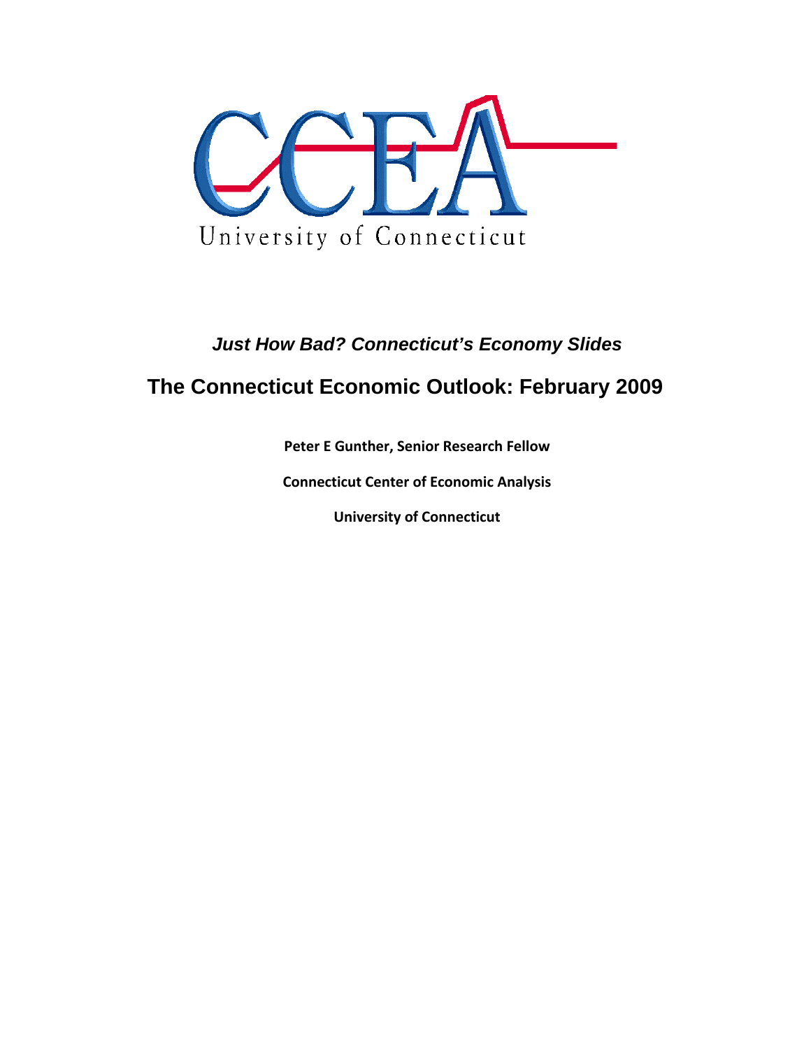CCEA

University of Connecticut

*Just How Bad? Connecticut's Economy Slides*

# The Connecticut Economic Outlook: February 2009

**Peter E Gunther, Senior Research Fellow**

**Connecticut Center of Economic Analysis**

**University of Connecticut**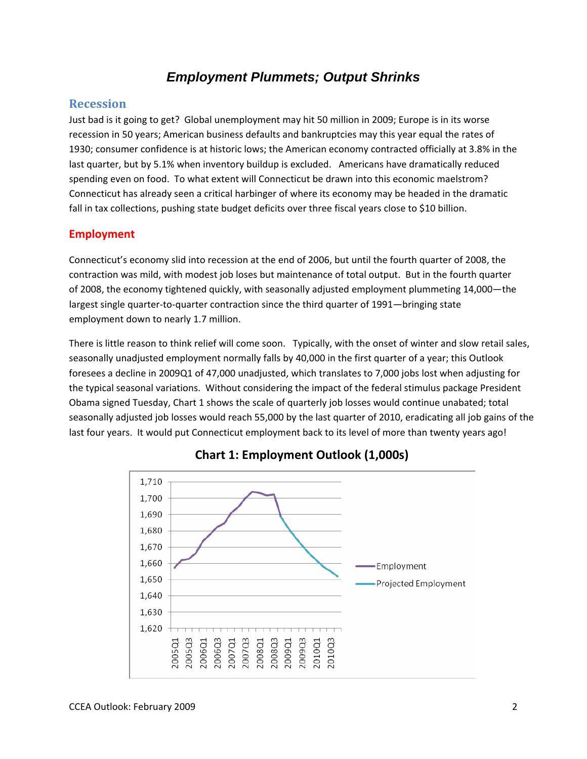# *Employment Plummets; Output Shrinks*

## Recession

Just bad is it going to get? Global unemployment may hit 50 million in 2009; Europe is in its worse recession in 50 years; American business defaults and bankruptcies may this year equal the rates of 1930; consumer confidence is at historic lows; the American economy contracted officially at 3.8% in the last quarter, but by 5.1% when inventory buildup is excluded. Americans have dramatically reduced spending even on food. To what extent will Connecticut be drawn into this economic maelstrom? Connecticut has already seen a critical harbinger of where its economy may be headed in the dramatic fall in tax collections, pushing state budget deficits over three fiscal years close to $10 billion.

## Employment

Connecticut's economy slid into recession at the end of 2006, but until the fourth quarter of 2008, the contraction was mild, with modest job loses but maintenance of total output. But in the fourth quarter of 2008, the economy tightened quickly, with seasonally adjusted employment plummeting 14,000—the largest single quarter-to-quarter contraction since the third quarter of 1991—bringing state employment down to nearly 1.7 million.

There is little reason to think relief will come soon. Typically, with the onset of winter and slow retail sales, seasonally unadjusted employment normally falls by 40,000 in the first quarter of a year; this Outlook foresees a decline in 2009Q1 of 47,000 unadjusted, which translates to 7,000 jobs lost when adjusting for the typical seasonal variations. Without considering the impact of the federal stimulus package President Obama signed Tuesday, Chart 1 shows the scale of quarterly job losses would continue unabated; total seasonally adjusted job losses would reach 55,000 by the last quarter of 2010, eradicating all job gains of the last four years. It would put Connecticut employment back to its level of more than twenty years ago!

**Chart 1: Employment Outlook (1,000s)**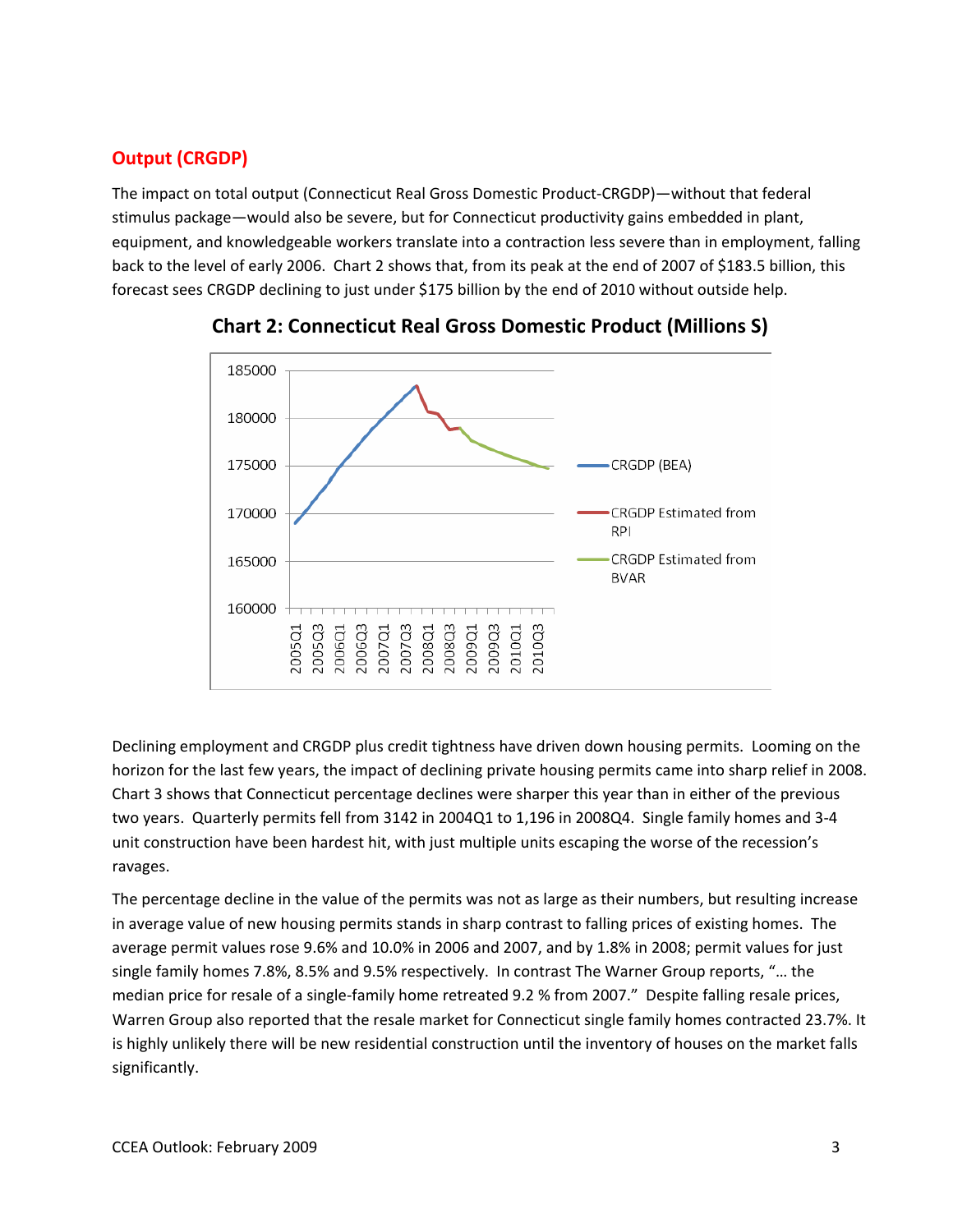## Output (CRGDP)

The impact on total output (Connecticut Real Gross Domestic Product-CRGDP)—without that federal stimulus package—would also be severe, but for Connecticut productivity gains embedded in plant, equipment, and knowledgeable workers translate into a contraction less severe than in employment, falling back to the level of early 2006. Chart 2 shows that, from its peak at the end of 2007 of $183.5 billion, this forecast sees CRGDP declining to just under $175 billion by the end of 2010 without outside help.

**Chart 2: Connecticut Real Gross Domestic Product (Millions S)**

Declining employment and CRGDP plus credit tightness have driven down housing permits. Looming on the horizon for the last few years, the impact of declining private housing permits came into sharp relief in 2008. Chart 3 shows that Connecticut percentage declines were sharper this year than in either of the previous two years. Quarterly permits fell from 3142 in 2004Q1 to 1,196 in 2008Q4. Single family homes and 3-4 unit construction have been hardest hit, with just multiple units escaping the worse of the recession's ravages.

The percentage decline in the value of the permits was not as large as their numbers, but resulting increase in average value of new housing permits stands in sharp contrast to falling prices of existing homes. The average permit values rose 9.6% and 10.0% in 2006 and 2007, and by 1.8% in 2008; permit values for just single family homes 7.8%, 8.5% and 9.5% respectively. In contrast The Warner Group reports, "… the median price for resale of a single-family home retreated 9.2 % from 2007." Despite falling resale prices, Warren Group also reported that the resale market for Connecticut single family homes contracted 23.7%. It is highly unlikely there will be new residential construction until the inventory of houses on the market falls significantly.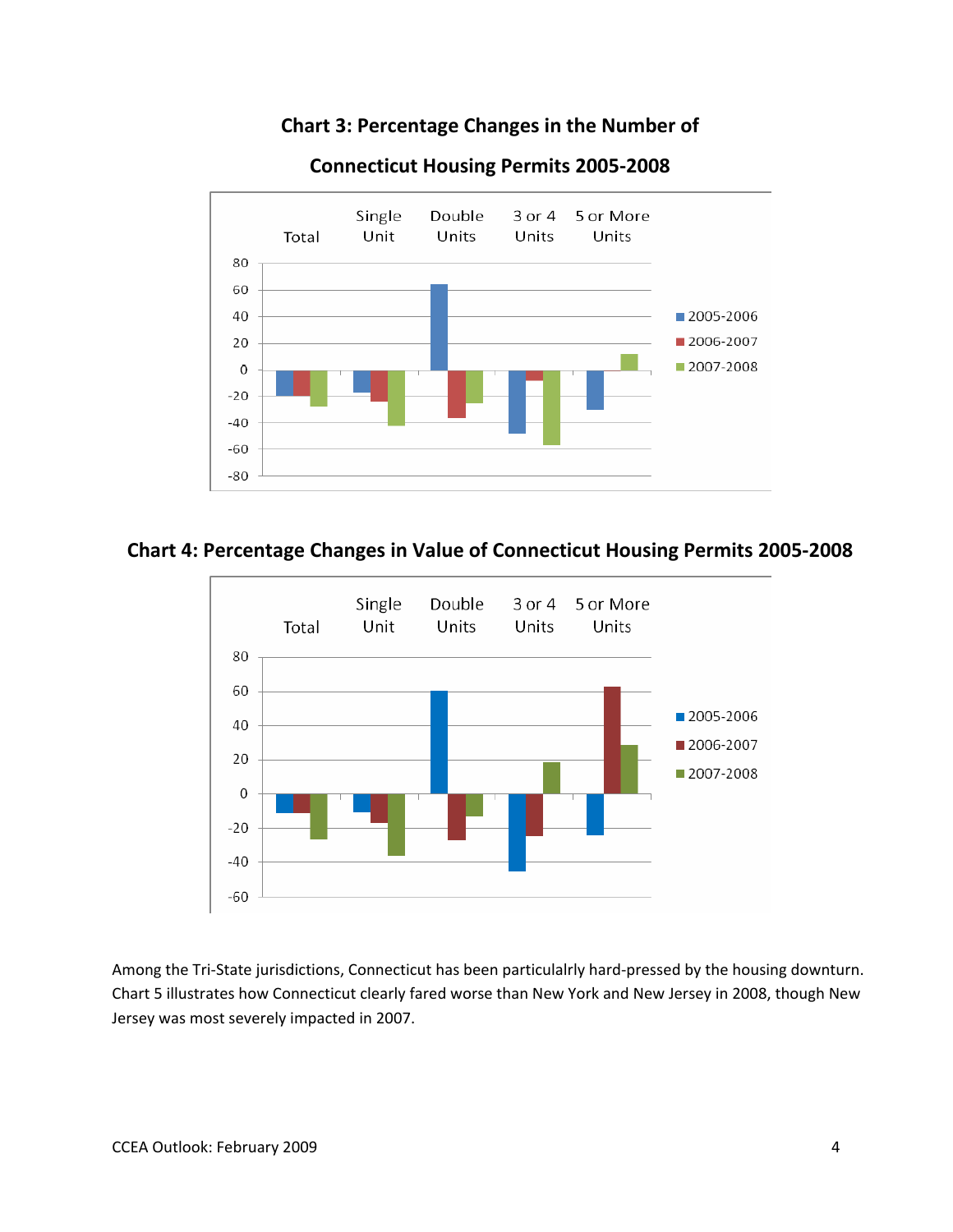**Chart 3: Percentage Changes in the Number of Connecticut Housing Permits 2005-2008**

**Chart 4: Percentage Changes in Value of Connecticut Housing Permits 2005-2008**

Among the Tri-State jurisdictions, Connecticut has been particulalrly hard-pressed by the housing downturn. Chart 5 illustrates how Connecticut clearly fared worse than New York and New Jersey in 2008, though New Jersey was most severely impacted in 2007.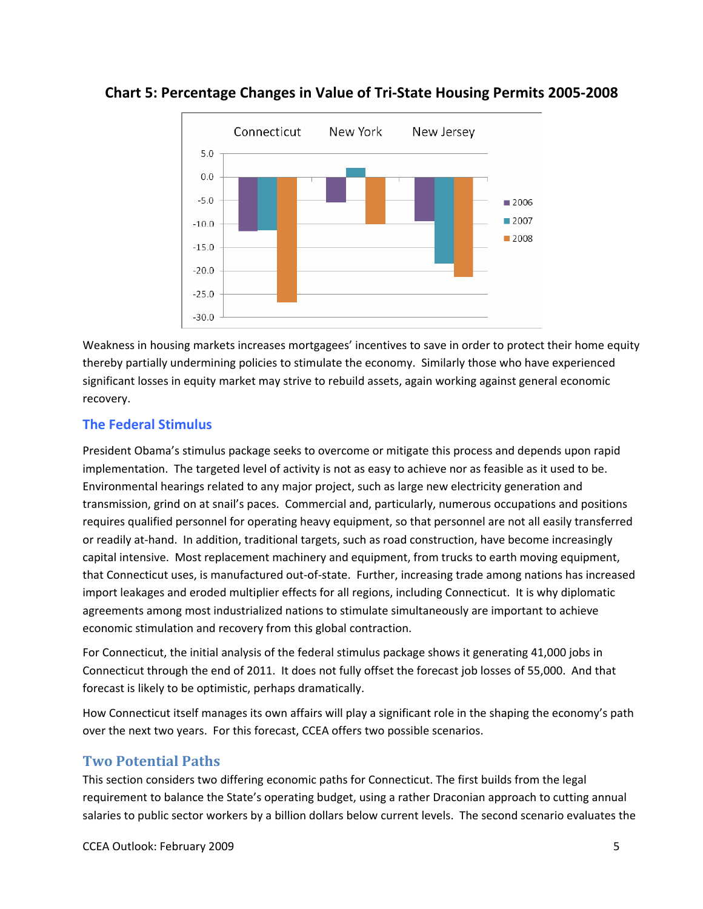**Chart 5: Percentage Changes in Value of Tri-State Housing Permits 2005-2008**

Weakness in housing markets increases mortgagees' incentives to save in order to protect their home equity thereby partially undermining policies to stimulate the economy. Similarly those who have experienced significant losses in equity market may strive to rebuild assets, again working against general economic recovery.

## The Federal Stimulus

President Obama's stimulus package seeks to overcome or mitigate this process and depends upon rapid implementation. The targeted level of activity is not as easy to achieve nor as feasible as it used to be. Environmental hearings related to any major project, such as large new electricity generation and transmission, grind on at snail's paces. Commercial and, particularly, numerous occupations and positions requires qualified personnel for operating heavy equipment, so that personnel are not all easily transferred or readily at-hand. In addition, traditional targets, such as road construction, have become increasingly capital intensive. Most replacement machinery and equipment, from trucks to earth moving equipment, that Connecticut uses, is manufactured out-of-state. Further, increasing trade among nations has increased import leakages and eroded multiplier effects for all regions, including Connecticut. It is why diplomatic agreements among most industrialized nations to stimulate simultaneously are important to achieve economic stimulation and recovery from this global contraction.

For Connecticut, the initial analysis of the federal stimulus package shows it generating 41,000 jobs in Connecticut through the end of 2011. It does not fully offset the forecast job losses of 55,000. And that forecast is likely to be optimistic, perhaps dramatically.

How Connecticut itself manages its own affairs will play a significant role in the shaping the economy's path over the next two years. For this forecast, CCEA offers two possible scenarios.

## Two Potential Paths

This section considers two differing economic paths for Connecticut. The first builds from the legal requirement to balance the State's operating budget, using a rather Draconian approach to cutting annual salaries to public sector workers by a billion dollars below current levels. The second scenario evaluates the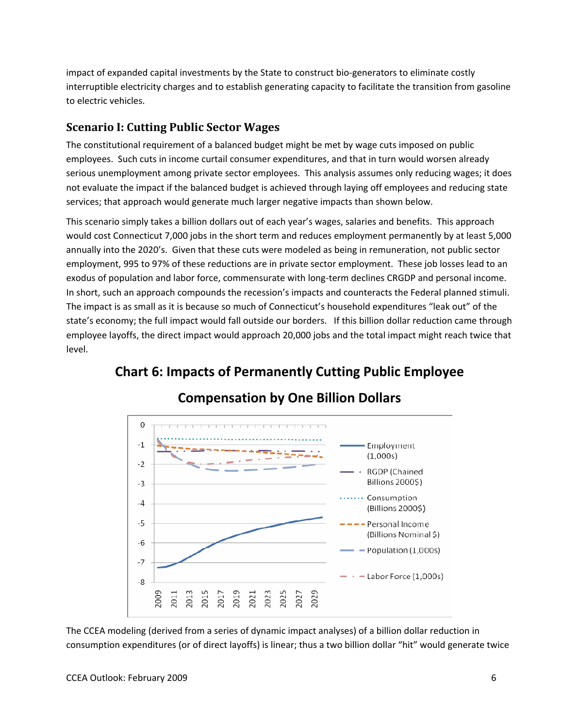impact of expanded capital investments by the State to construct bio-generators to eliminate costly interruptible electricity charges and to establish generating capacity to facilitate the transition from gasoline to electric vehicles.

## Scenario I: Cutting Public Sector Wages

The constitutional requirement of a balanced budget might be met by wage cuts imposed on public employees. Such cuts in income curtail consumer expenditures, and that in turn would worsen already serious unemployment among private sector employees. This analysis assumes only reducing wages; it does not evaluate the impact if the balanced budget is achieved through laying off employees and reducing state services; that approach would generate much larger negative impacts than shown below.

This scenario simply takes a billion dollars out of each year's wages, salaries and benefits. This approach would cost Connecticut 7,000 jobs in the short term and reduces employment permanently by at least 5,000 annually into the 2020's. Given that these cuts were modeled as being in remuneration, not public sector employment, 995 to 97% of these reductions are in private sector employment. These job losses lead to an exodus of population and labor force, commensurate with long-term declines CRGDP and personal income. In short, such an approach compounds the recession's impacts and counteracts the Federal planned stimuli. The impact is as small as it is because so much of Connecticut's household expenditures "leak out" of the state's economy; the full impact would fall outside our borders. If this billion dollar reduction came through employee layoffs, the direct impact would approach 20,000 jobs and the total impact might reach twice that level.

**Chart 6: Impacts of Permanently Cutting Public Employee Compensation by One Billion Dollars**

The CCEA modeling (derived from a series of dynamic impact analyses) of a billion dollar reduction in consumption expenditures (or of direct layoffs) is linear; thus a two billion dollar "hit" would generate twice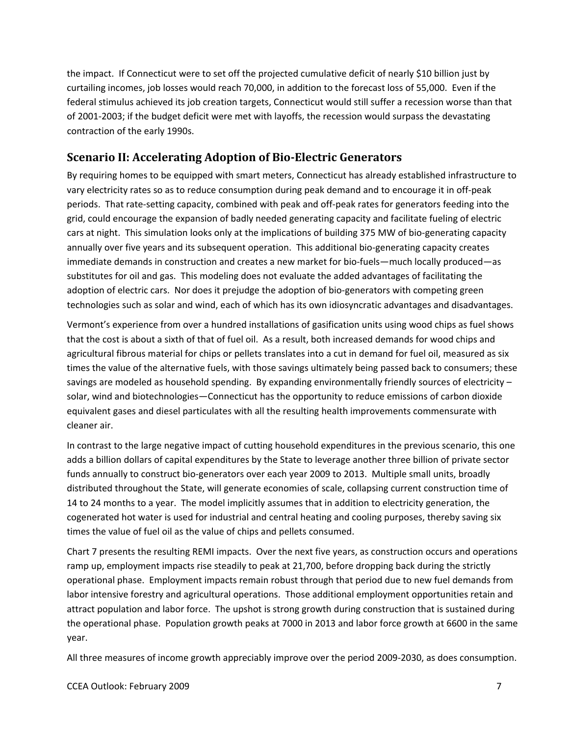the impact. If Connecticut were to set off the projected cumulative deficit of nearly $10 billion just by curtailing incomes, job losses would reach 70,000, in addition to the forecast loss of 55,000. Even if the federal stimulus achieved its job creation targets, Connecticut would still suffer a recession worse than that of 2001-2003; if the budget deficit were met with layoffs, the recession would surpass the devastating contraction of the early 1990s.

## Scenario II: Accelerating Adoption of Bio-Electric Generators

By requiring homes to be equipped with smart meters, Connecticut has already established infrastructure to vary electricity rates so as to reduce consumption during peak demand and to encourage it in off-peak periods. That rate-setting capacity, combined with peak and off-peak rates for generators feeding into the grid, could encourage the expansion of badly needed generating capacity and facilitate fueling of electric cars at night. This simulation looks only at the implications of building 375 MW of bio-generating capacity annually over five years and its subsequent operation. This additional bio-generating capacity creates immediate demands in construction and creates a new market for bio-fuels—much locally produced—as substitutes for oil and gas. This modeling does not evaluate the added advantages of facilitating the adoption of electric cars. Nor does it prejudge the adoption of bio-generators with competing green technologies such as solar and wind, each of which has its own idiosyncratic advantages and disadvantages.

Vermont's experience from over a hundred installations of gasification units using wood chips as fuel shows that the cost is about a sixth of that of fuel oil. As a result, both increased demands for wood chips and agricultural fibrous material for chips or pellets translates into a cut in demand for fuel oil, measured as six times the value of the alternative fuels, with those savings ultimately being passed back to consumers; these savings are modeled as household spending. By expanding environmentally friendly sources of electricity – solar, wind and biotechnologies—Connecticut has the opportunity to reduce emissions of carbon dioxide equivalent gases and diesel particulates with all the resulting health improvements commensurate with cleaner air.

In contrast to the large negative impact of cutting household expenditures in the previous scenario, this one adds a billion dollars of capital expenditures by the State to leverage another three billion of private sector funds annually to construct bio-generators over each year 2009 to 2013. Multiple small units, broadly distributed throughout the State, will generate economies of scale, collapsing current construction time of 14 to 24 months to a year. The model implicitly assumes that in addition to electricity generation, the cogenerated hot water is used for industrial and central heating and cooling purposes, thereby saving six times the value of fuel oil as the value of chips and pellets consumed.

Chart 7 presents the resulting REMI impacts. Over the next five years, as construction occurs and operations ramp up, employment impacts rise steadily to peak at 21,700, before dropping back during the strictly operational phase. Employment impacts remain robust through that period due to new fuel demands from labor intensive forestry and agricultural operations. Those additional employment opportunities retain and attract population and labor force. The upshot is strong growth during construction that is sustained during the operational phase. Population growth peaks at 7000 in 2013 and labor force growth at 6600 in the same year.

All three measures of income growth appreciably improve over the period 2009-2030, as does consumption.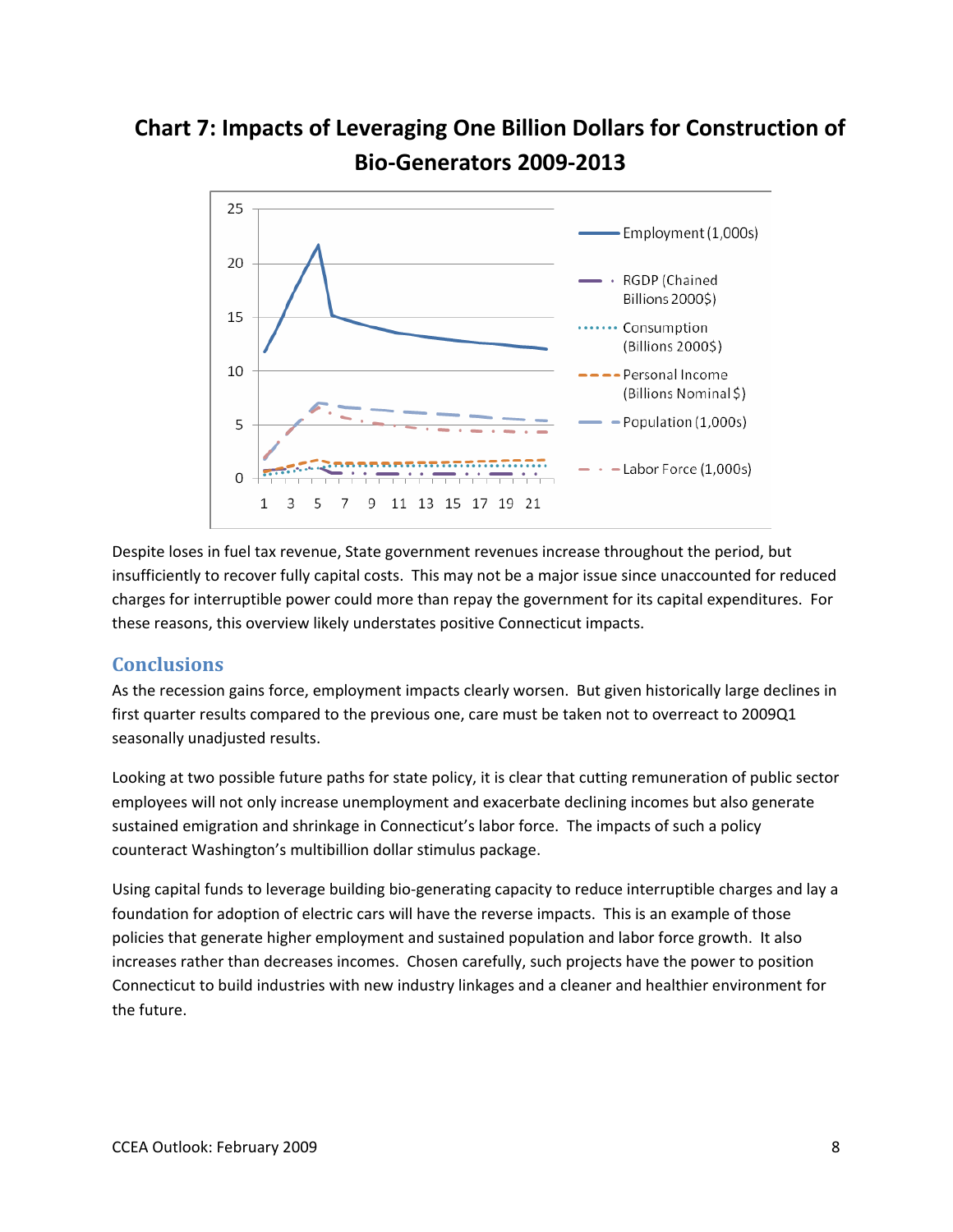## Chart 7: Impacts of Leveraging One Billion Dollars for Construction of Bio-Generators 2009-2013

25
20
15
10
5
0
1 3 5 7 9 11 13 15 17 19 21

Employment (1,000s)
RGDP (Chained Billions 2000$)
Consumption (Billions 2000$)
Personal Income (Billions Nominal $)
Population (1,000s)
Labor Force (1,000s)

Despite loses in fuel tax revenue, State government revenues increase throughout the period, but insufficiently to recover fully capital costs. This may not be a major issue since unaccounted for reduced charges for interruptible power could more than repay the government for its capital expenditures. For these reasons, this overview likely understates positive Connecticut impacts.

### Conclusions

As the recession gains force, employment impacts clearly worsen. But given historically large declines in first quarter results compared to the previous one, care must be taken not to overreact to 2009Q1 seasonally unadjusted results.

Looking at two possible future paths for state policy, it is clear that cutting remuneration of public sector employees will not only increase unemployment and exacerbate declining incomes but also generate sustained emigration and shrinkage in Connecticut's labor force. The impacts of such a policy counteract Washington's multibillion dollar stimulus package.

Using capital funds to leverage building bio-generating capacity to reduce interruptible charges and lay a foundation for adoption of electric cars will have the reverse impacts. This is an example of those policies that generate higher employment and sustained population and labor force growth. It also increases rather than decreases incomes. Chosen carefully, such projects have the power to position Connecticut to build industries with new industry linkages and a cleaner and healthier environment for the future.